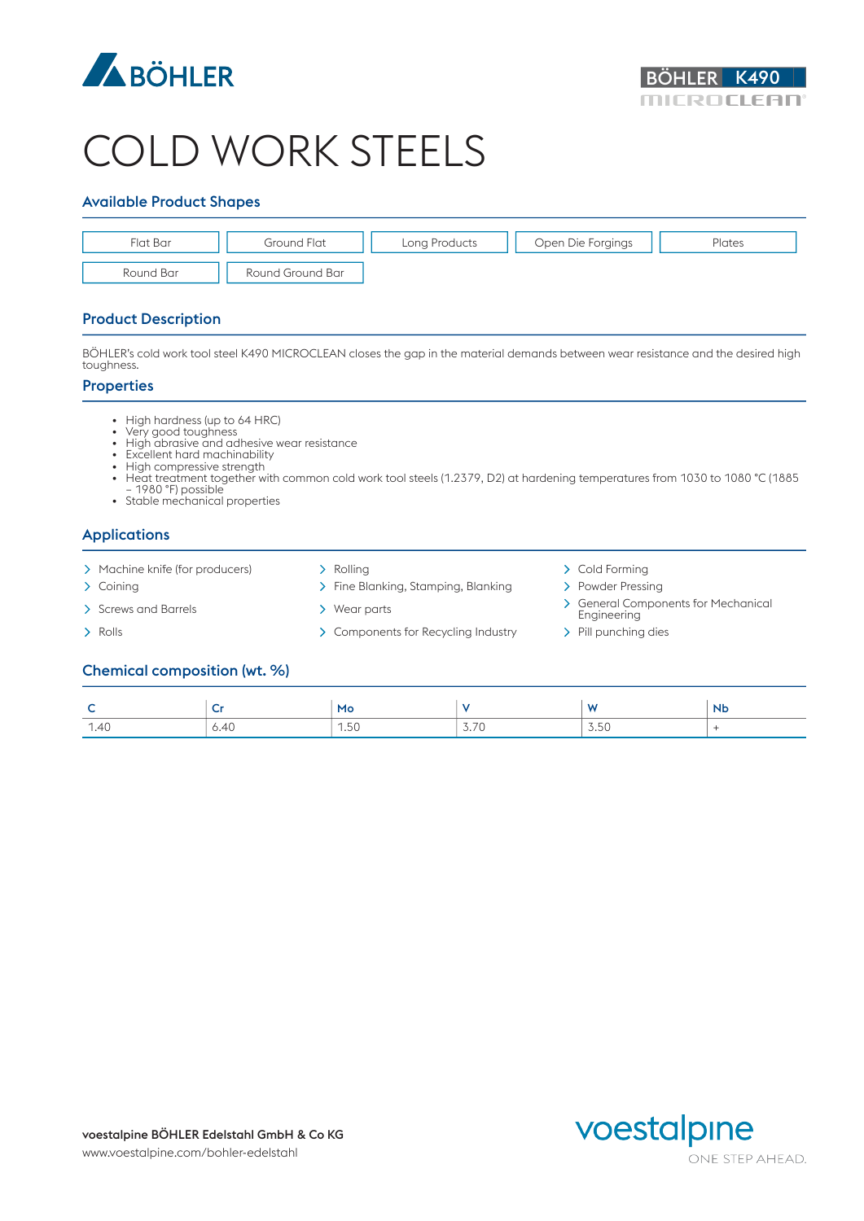BÖHLER

BÖHLER K490 MICROCLEAN

# COLD WORK STEELS

## Available Product Shapes

- Flat Bar
- Ground Flat
- Long Products
- Open Die Forgings
- Plates
- Round Bar
- Round Ground Bar

## Product Description

BÖHLER's cold work tool steel K490 MICROCLEAN closes the gap in the material demands between wear resistance and the desired high toughness.

## Properties

- High hardness (up to 64 HRC)
- Very good toughness
- High abrasive and adhesive wear resistance
- Excellent hard machinability
- High compressive strength
- Heat treatment together with common cold work tool steels (1.2379, D2) at hardening temperatures from 1030 to 1080 °C (1885 – 1980 °F) possible
- Stable mechanical properties

## Applications

- Machine knife (for producers)
- Coining
- Screws and Barrels
- Rolls
- Rolling
- Fine Blanking, Stamping, Blanking
- Wear parts
- Components for Recycling Industry
- Cold Forming
- Powder Pressing
- General Components for Mechanical Engineering
- Pill punching dies

## Chemical composition (wt. %)

| C | Cr | Mo | V | W | Nb |
|---|---|---|---|---|---|
| 1.40 | 6.40 | 1.50 | 3.70 | 3.50 | + |

**voestalpine BÖHLER Edelstahl GmbH & Co KG**
www.voestalpine.com/bohler-edelstahl

voestalpine
ONE STEP AHEAD.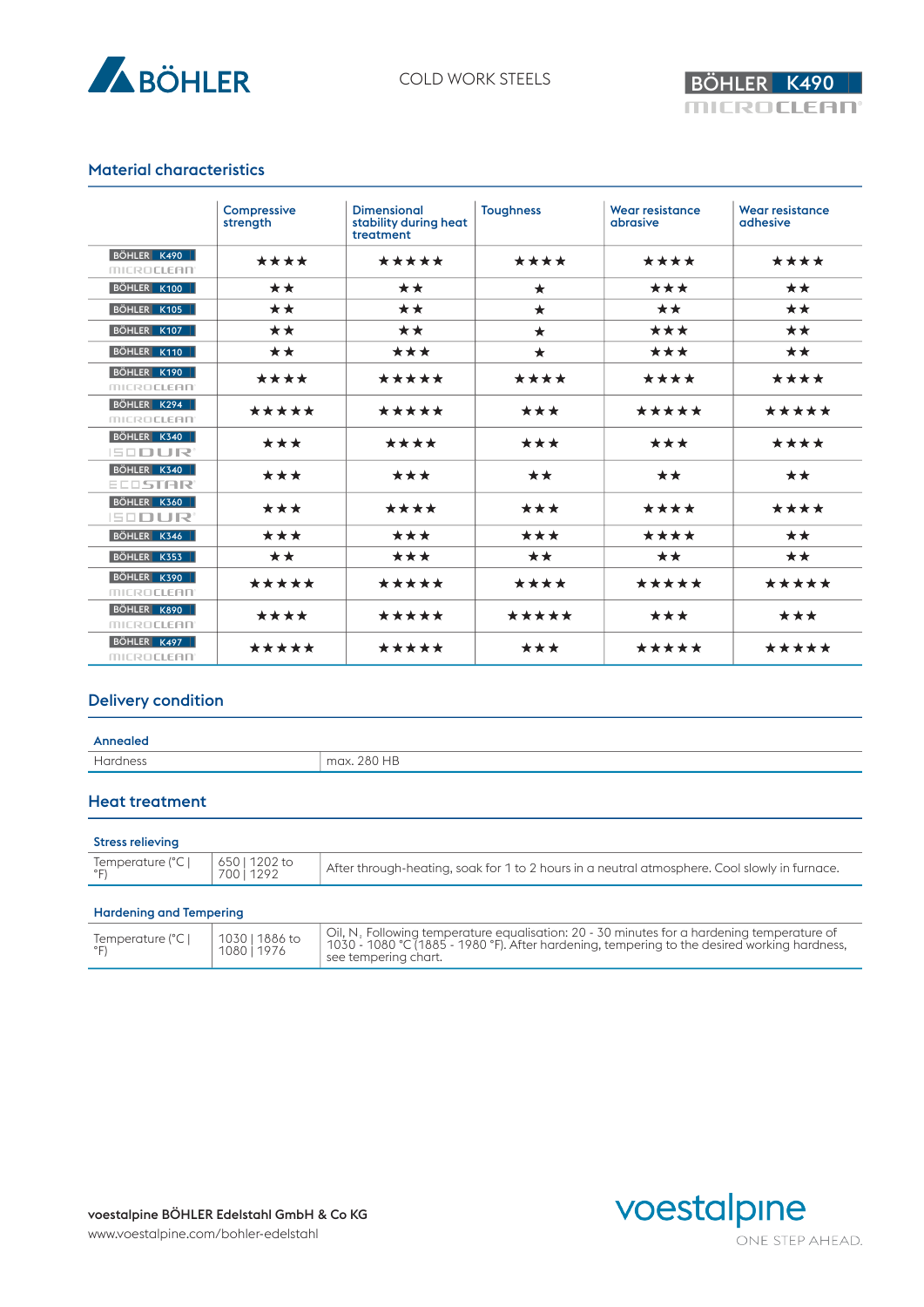## Material characteristics

| | Compressive strength | Dimensional stability during heat treatment | Toughness | Wear resistance abrasive | Wear resistance adhesive |
|---|---|---|---|---|---|
| BÖHLER K490 MICROCLEAN | ★★★★ | ★★★★★ | ★★★★ | ★★★★ | ★★★★ |
| BÖHLER K100 | ★★ | ★★ | ★ | ★★★ | ★★ |
| BÖHLER K105 | ★★ | ★★ | ★ | ★★ | ★★ |
| BÖHLER K107 | ★★ | ★★ | ★ | ★★★ | ★★ |
| BÖHLER K110 | ★★ | ★★★ | ★ | ★★★ | ★★ |
| BÖHLER K190 MICROCLEAN | ★★★★ | ★★★★★ | ★★★★ | ★★★★ | ★★★★ |
| BÖHLER K294 MICROCLEAN | ★★★★★ | ★★★★★ | ★★★ | ★★★★★ | ★★★★★ |
| BÖHLER K340 ISODUR | ★★★ | ★★★★ | ★★★ | ★★★ | ★★★★ |
| BÖHLER K340 ECOSTAR | ★★★ | ★★★ | ★★ | ★★ | ★★ |
| BÖHLER K360 ISODUR | ★★★ | ★★★★ | ★★★ | ★★★★ | ★★★★ |
| BÖHLER K346 | ★★★ | ★★★ | ★★★ | ★★★★ | ★★ |
| BÖHLER K353 | ★★ | ★★★ | ★★ | ★★ | ★★ |
| BÖHLER K390 MICROCLEAN | ★★★★★ | ★★★★★ | ★★★★ | ★★★★★ | ★★★★★ |
| BÖHLER K890 MICROCLEAN | ★★★★ | ★★★★★ | ★★★★★ | ★★★ | ★★★ |
| BÖHLER K497 MICROCLEAN | ★★★★★ | ★★★★★ | ★★★ | ★★★★★ | ★★★★★ |

## Delivery condition

**Annealed**

| | |
|---|---|
| Hardness | max. 280 HB |

## Heat treatment

**Stress relieving**

| | | |
|---|---|---|
| Temperature (°C \| °F) | 650 \| 1202 to 700 \| 1292 | After through-heating, soak for 1 to 2 hours in a neutral atmosphere. Cool slowly in furnace. |

**Hardening and Tempering**

| | | |
|---|---|---|
| Temperature (°C \| °F) | 1030 \| 1886 to 1080 \| 1976 | Oil, $N_2$ Following temperature equalisation: 20 - 30 minutes for a hardening temperature of 1030 - 1080 °C (1885 - 1980 °F). After hardening, tempering to the desired working hardness, see tempering chart. |

voestalpine BÖHLER Edelstahl GmbH & Co KG
www.voestalpine.com/bohler-edelstahl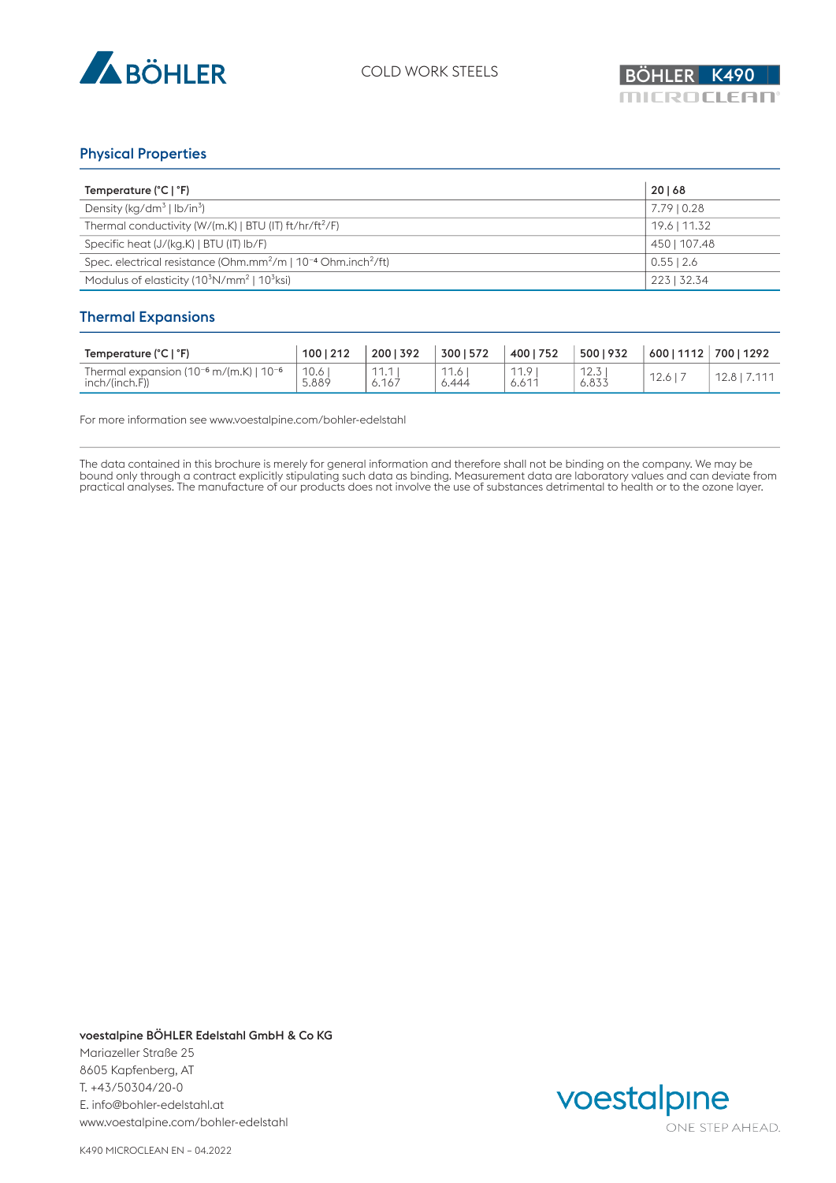## Physical Properties

| Temperature (°C \| °F) | 20 \| 68 |
|---|---|
| Density (kg/dm³ \| lb/in³) | 7.79 \| 0.28 |
| Thermal conductivity (W/(m.K) \| BTU (IT) ft/hr/ft²/F) | 19.6 \| 11.32 |
| Specific heat (J/(kg.K) \| BTU (IT) lb/F) | 450 \| 107.48 |
| Spec. electrical resistance (Ohm.mm²/m \| $10^{-4}$ Ohm.inch²/ft) | 0.55 \| 2.6 |
| Modulus of elasticity ($10^3$N/mm² \| $10^3$ksi) | 223 \| 32.34 |

## Thermal Expansions

| Temperature (°C \| °F) | 100 \| 212 | 200 \| 392 | 300 \| 572 | 400 \| 752 | 500 \| 932 | 600 \| 1112 | 700 \| 1292 |
|---|---|---|---|---|---|---|---|
| Thermal expansion ($10^{-6}$ m/(m.K) \| $10^{-6}$ inch/(inch.F)) | 10.6 \| 5.889 | 11.1 \| 6.167 | 11.6 \| 6.444 | 11.9 \| 6.611 | 12.3 \| 6.833 | 12.6 \| 7 | 12.8 \| 7.111 |

For more information see www.voestalpine.com/bohler-edelstahl

The data contained in this brochure is merely for general information and therefore shall not be binding on the company. We may be bound only through a contract explicitly stipulating such data as binding. Measurement data are laboratory values and can deviate from practical analyses. The manufacture of our products does not involve the use of substances detrimental to health or to the ozone layer.

**voestalpine BÖHLER Edelstahl GmbH & Co KG**
Mariazeller Straße 25
8605 Kapfenberg, AT
T. +43/50304/20-0
E. info@bohler-edelstahl.at
www.voestalpine.com/bohler-edelstahl

voestalpine
ONE STEP AHEAD.

K490 MICROCLEAN EN – 04.2022